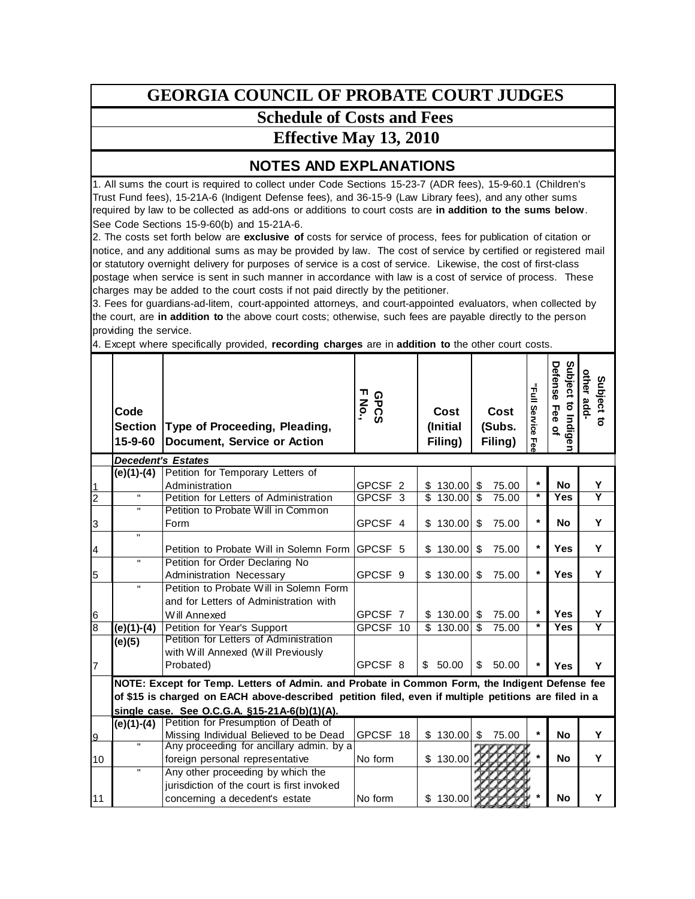# GEORGIA COUNCIL OF PROBATE COURT JUDGES

## Schedule of Costs and Fees

## Effective May 13, 2010

### NOTES AND EXPLANATIONS

1. All sums the court is required to collect under Code Sections 15-23-7 (ADR fees), 15-9-60.1 (Children's Trust Fund fees), 15-21A-6 (Indigent Defense fees), and 36-15-9 (Law Library fees), and any other sums required by law to be collected as add-ons or additions to court costs are **in addition to the sums below**. See Code Sections 15-9-60(b) and 15-21A-6.
2. The costs set forth below are **exclusive of** costs for service of process, fees for publication of citation or notice, and any additional sums as may be provided by law. The cost of service by certified or registered mail or statutory overnight delivery for purposes of service is a cost of service. Likewise, the cost of first-class postage when service is sent in such manner in accordance with law is a cost of service of process. These charges may be added to the court costs if not paid directly by the petitioner.
3. Fees for guardians-ad-litem, court-appointed attorneys, and court-appointed evaluators, when collected by the court, are **in addition to** the above court costs; otherwise, such fees are payable directly to the person providing the service.
4. Except where specifically provided, **recording charges** are in **addition to** the other court costs.

| | Code Section 15-9-60 | Type of Proceeding, Pleading, Document, Service or Action | GPCSF No., | Cost (Initial Filing) | Cost (Subs. Filing) | "Full Service Fee | Subject to Indigent Defense Fee of | Subject to other add-ons |
|---|---|---|---|---|---|---|---|---|
| | ***Decedent's Estates*** | | | | | | | |
| 1 | (e)(1)-(4) | Petition for Temporary Letters of Administration | GPCSF 2 | $ 130.00 | $ 75.00 | * | No | Y |
| 2 | " | Petition for Letters of Administration | GPCSF 3 | $ 130.00 | $ 75.00 | * | Yes | Y |
| 3 | " | Petition to Probate Will in Common Form | GPCSF 4 | $ 130.00 | $ 75.00 | * | No | Y |
| 4 | " | Petition to Probate Will in Solemn Form | GPCSF 5 | $ 130.00 | $ 75.00 | * | Yes | Y |
| 5 | " | Petition for Order Declaring No Administration Necessary | GPCSF 9 | $ 130.00 | $ 75.00 | * | Yes | Y |
| 6 | " | Petition to Probate Will in Solemn Form and for Letters of Administration with Will Annexed | GPCSF 7 | $ 130.00 | $ 75.00 | * | Yes | Y |
| 8 | (e)(1)-(4) | Petition for Year's Support | GPCSF 10 | $ 130.00 | $ 75.00 | * | Yes | Y |
| 7 | (e)(5) | Petition for Letters of Administration with Will Annexed (Will Previously Probated) | GPCSF 8 | $ 50.00 | $ 50.00 | * | Yes | Y |
| | **NOTE: Except for Temp. Letters of Admin. and Probate in Common Form, the Indigent Defense fee of $15 is charged on EACH above-described petition filed, even if multiple petitions are filed in a single case. See O.C.G.A. §15-21A-6(b)(1)(A).** | | | | | | | |
| 9 | (e)(1)-(4) | Petition for Presumption of Death of Missing Individual Believed to be Dead | GPCSF 18 | $ 130.00 | $ 75.00 | * | No | Y |
| 10 | " | Any proceeding for ancillary admin. by a foreign personal representative | No form | $ 130.00 | | * | No | Y |
| 11 | " | Any other proceeding by which the jurisdiction of the court is first invoked concerning a decedent's estate | No form | $ 130.00 | | * | No | Y |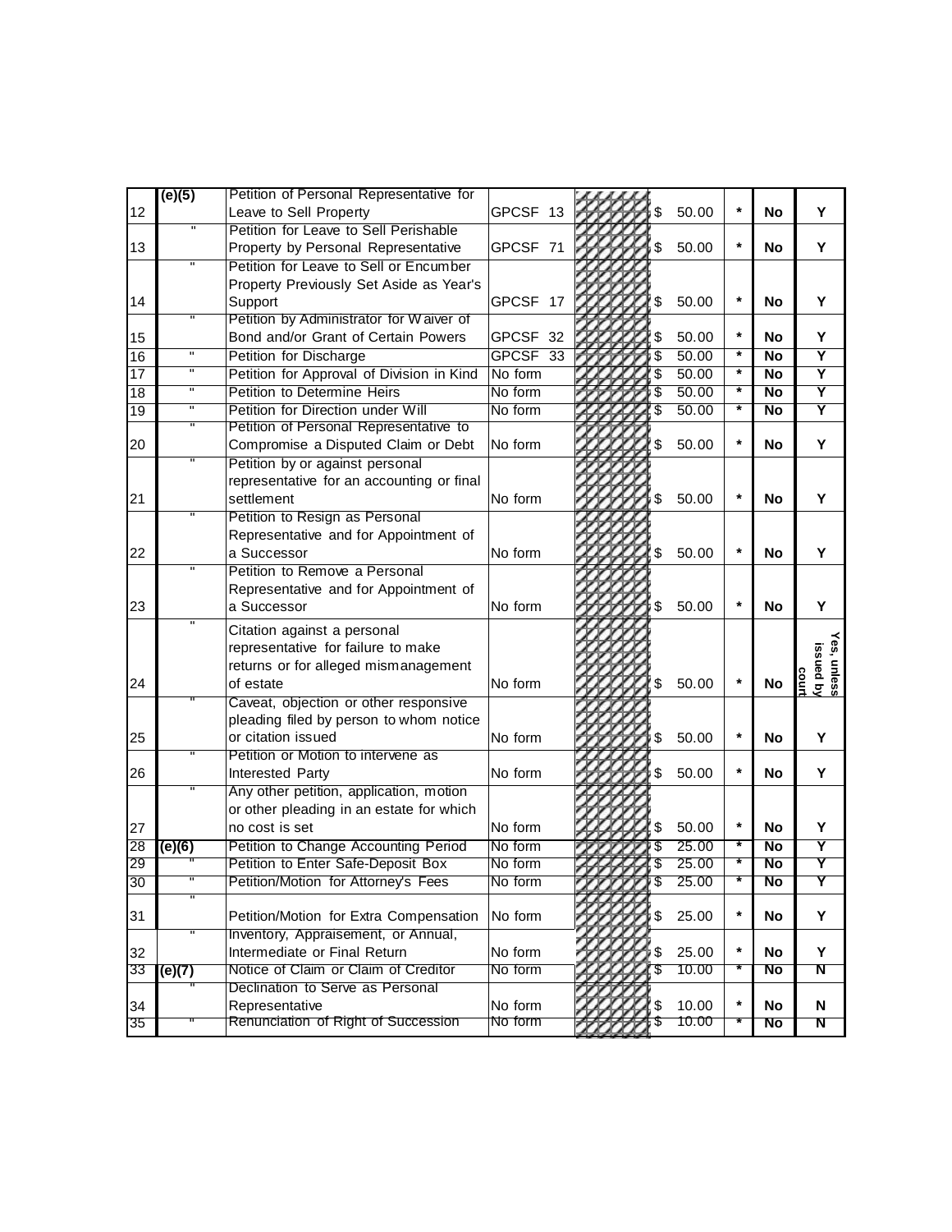| | | | | | | | | |
|---|---|---|---|---|---|---|---|---|
| 12 | (e)(5) | Petition of Personal Representative for Leave to Sell Property | GPCSF 13 | | $ 50.00 | * | No | Y |
| 13 | " | Petition for Leave to Sell Perishable Property by Personal Representative | GPCSF 71 | | $ 50.00 | * | No | Y |
| 14 | " | Petition for Leave to Sell or Encumber Property Previously Set Aside as Year's Support | GPCSF 17 | | $ 50.00 | * | No | Y |
| 15 | " | Petition by Administrator for Waiver of Bond and/or Grant of Certain Powers | GPCSF 32 | | $ 50.00 | * | No | Y |
| 16 | " | Petition for Discharge | GPCSF 33 | | $ 50.00 | * | No | Y |
| 17 | " | Petition for Approval of Division in Kind | No form | | $ 50.00 | * | No | Y |
| 18 | " | Petition to Determine Heirs | No form | | $ 50.00 | * | No | Y |
| 19 | " | Petition for Direction under Will | No form | | $ 50.00 | * | No | Y |
| 20 | " | Petition of Personal Representative to Compromise a Disputed Claim or Debt | No form | | $ 50.00 | * | No | Y |
| 21 | " | Petition by or against personal representative for an accounting or final settlement | No form | | $ 50.00 | * | No | Y |
| 22 | " | Petition to Resign as Personal Representative and for Appointment of a Successor | No form | | $ 50.00 | * | No | Y |
| 23 | " | Petition to Remove a Personal Representative and for Appointment of a Successor | No form | | $ 50.00 | * | No | Y |
| 24 | " | Citation against a personal representative for failure to make returns or for alleged mismanagement of estate | No form | | $ 50.00 | * | No | Yes, unless issued by court |
| 25 | " | Caveat, objection or other responsive pleading filed by person to whom notice or citation issued | No form | | $ 50.00 | * | No | Y |
| 26 | " | Petition or Motion to intervene as Interested Party | No form | | $ 50.00 | * | No | Y |
| 27 | " | Any other petition, application, motion or other pleading in an estate for which no cost is set | No form | | $ 50.00 | * | No | Y |
| 28 | (e)(6) | Petition to Change Accounting Period | No form | | $ 25.00 | * | No | Y |
| 29 | " | Petition to Enter Safe-Deposit Box | No form | | $ 25.00 | * | No | Y |
| 30 | " | Petition/Motion for Attorney's Fees | No form | | $ 25.00 | * | No | Y |
| 31 | " | Petition/Motion for Extra Compensation | No form | | $ 25.00 | * | No | Y |
| 32 | " | Inventory, Appraisement, or Annual, Intermediate or Final Return | No form | | $ 25.00 | * | No | Y |
| 33 | (e)(7) | Notice of Claim or Claim of Creditor | No form | | $ 10.00 | * | No | N |
| 34 | " | Declination to Serve as Personal Representative | No form | | $ 10.00 | * | No | N |
| 35 | " | Renunciation of Right of Succession | No form | | $ 10.00 | * | No | N |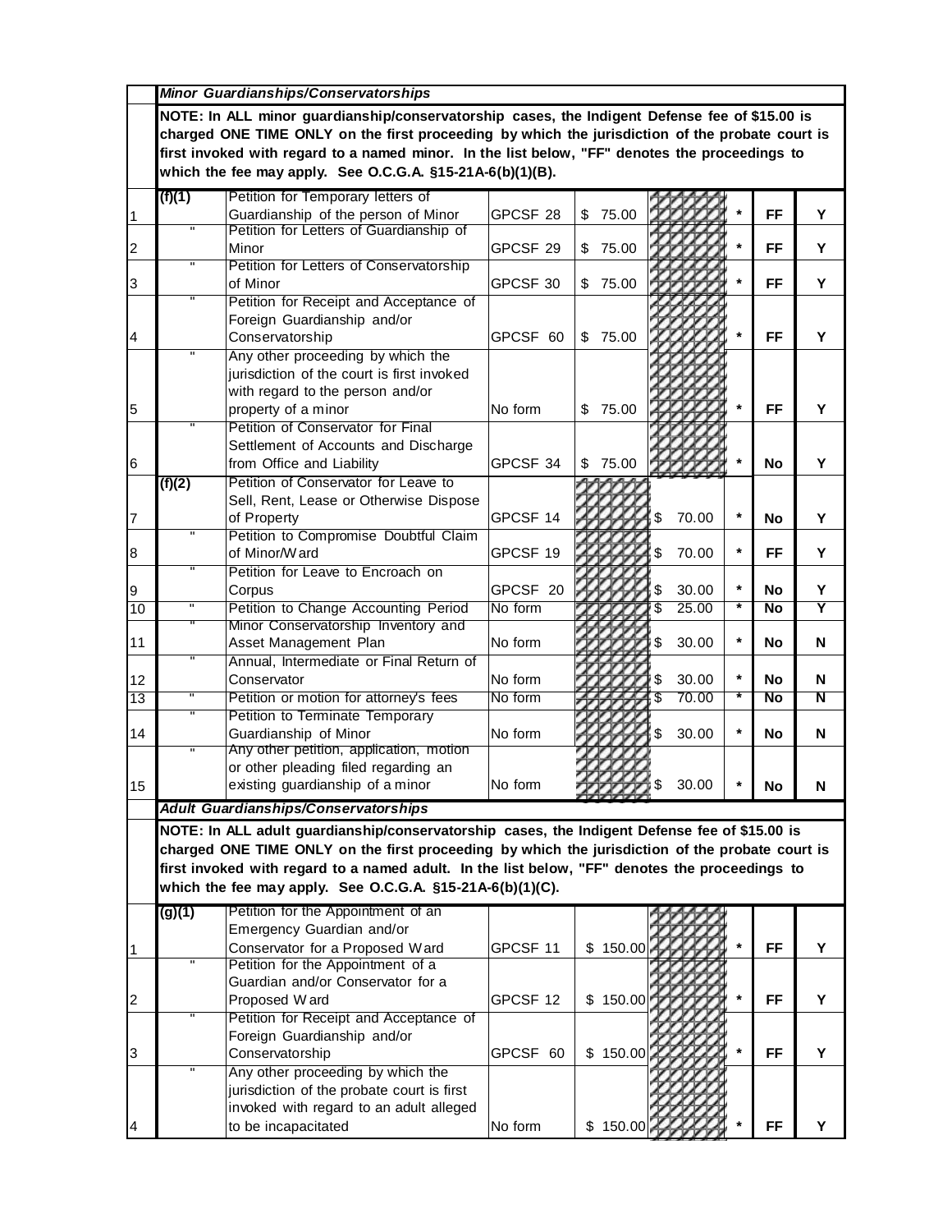| | | | | | | | | |
|---|---|---|---|---|---|---|---|---|
| | ***Minor Guardianships/Conservatorships*** | | | | | | | |
| | **NOTE: In ALL minor guardianship/conservatorship cases, the Indigent Defense fee of $15.00 is charged ONE TIME ONLY on the first proceeding by which the jurisdiction of the probate court is first invoked with regard to a named minor. In the list below, "FF" denotes the proceedings to which the fee may apply. See O.C.G.A. §15-21A-6(b)(1)(B).** | | | | | | | |
| 1 | **(f)(1)** | Petition for Temporary letters of Guardianship of the person of Minor | GPCSF 28 | $ 75.00 | | * | **FF** | **Y** |
| 2 | " | Petition for Letters of Guardianship of Minor | GPCSF 29 | $ 75.00 | | * | **FF** | **Y** |
| 3 | " | Petition for Letters of Conservatorship of Minor | GPCSF 30 | $ 75.00 | | * | **FF** | **Y** |
| 4 | " | Petition for Receipt and Acceptance of Foreign Guardianship and/or Conservatorship | GPCSF 60 | $ 75.00 | | * | **FF** | **Y** |
| 5 | " | Any other proceeding by which the jurisdiction of the court is first invoked with regard to the person and/or property of a minor | No form | $ 75.00 | | * | **FF** | **Y** |
| 6 | " | Petition of Conservator for Final Settlement of Accounts and Discharge from Office and Liability | GPCSF 34 | $ 75.00 | | * | **No** | **Y** |
| 7 | **(f)(2)** | Petition of Conservator for Leave to Sell, Rent, Lease or Otherwise Dispose of Property | GPCSF 14 | | $ 70.00 | * | **No** | **Y** |
| 8 | " | Petition to Compromise Doubtful Claim of Minor/Ward | GPCSF 19 | | $ 70.00 | * | **FF** | **Y** |
| 9 | " | Petition for Leave to Encroach on Corpus | GPCSF 20 | | $ 30.00 | * | **No** | **Y** |
| 10 | " | Petition to Change Accounting Period | No form | | $ 25.00 | * | **No** | **Y** |
| 11 | " | Minor Conservatorship Inventory and Asset Management Plan | No form | | $ 30.00 | * | **No** | **N** |
| 12 | " | Annual, Intermediate or Final Return of Conservator | No form | | $ 30.00 | * | **No** | **N** |
| 13 | " | Petition or motion for attorney's fees | No form | | $ 70.00 | * | **No** | **N** |
| 14 | " | Petition to Terminate Temporary Guardianship of Minor | No form | | $ 30.00 | * | **No** | **N** |
| 15 | " | Any other petition, application, motion or other pleading filed regarding an existing guardianship of a minor | No form | | $ 30.00 | * | **No** | **N** |
| | ***Adult Guardianships/Conservatorships*** | | | | | | | |
| | **NOTE: In ALL adult guardianship/conservatorship cases, the Indigent Defense fee of $15.00 is charged ONE TIME ONLY on the first proceeding by which the jurisdiction of the probate court is first invoked with regard to a named adult. In the list below, "FF" denotes the proceedings to which the fee may apply. See O.C.G.A. §15-21A-6(b)(1)(C).** | | | | | | | |
| 1 | **(g)(1)** | Petition for the Appointment of an Emergency Guardian and/or Conservator for a Proposed Ward | GPCSF 11 | $ 150.00 | | * | **FF** | **Y** |
| 2 | " | Petition for the Appointment of a Guardian and/or Conservator for a Proposed Ward | GPCSF 12 | $ 150.00 | | * | **FF** | **Y** |
| 3 | " | Petition for Receipt and Acceptance of Foreign Guardianship and/or Conservatorship | GPCSF 60 | $ 150.00 | | * | **FF** | **Y** |
| 4 | " | Any other proceeding by which the jurisdiction of the probate court is first invoked with regard to an adult alleged to be incapacitated | No form | $ 150.00 | | * | **FF** | **Y** |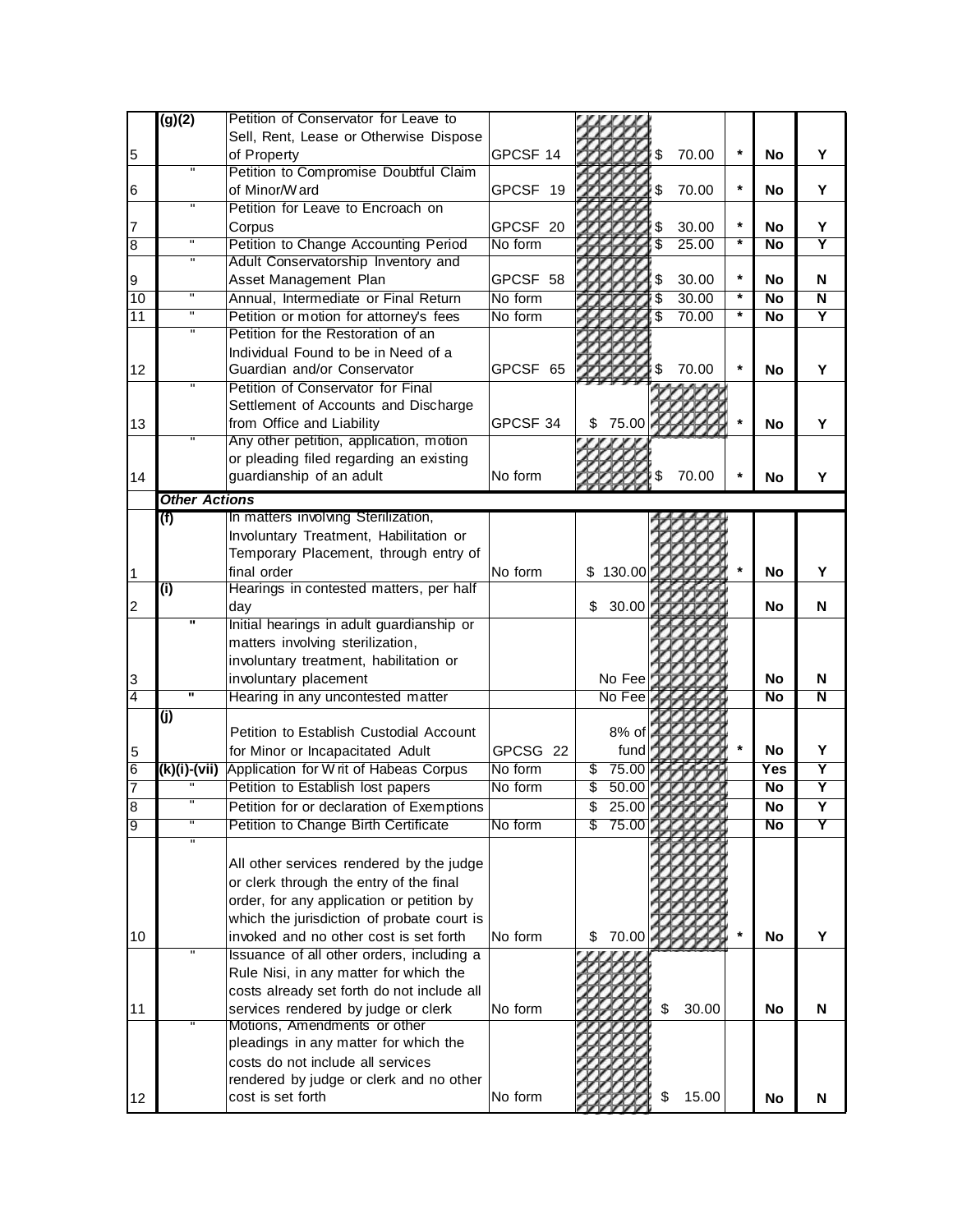| | | | | | | | | |
|---|---|---|---|---|---|---|---|---|
| 5 | (g)(2) | Petition of Conservator for Leave to Sell, Rent, Lease or Otherwise Dispose of Property | GPCSF 14 | | $ 70.00 | * | No | Y |
| 6 | " | Petition to Compromise Doubtful Claim of Minor/Ward | GPCSF 19 | | $ 70.00 | * | No | Y |
| 7 | " | Petition for Leave to Encroach on Corpus | GPCSF 20 | | $ 30.00 | * | No | Y |
| 8 | " | Petition to Change Accounting Period | No form | | $ 25.00 | * | No | Y |
| 9 | " | Adult Conservatorship Inventory and Asset Management Plan | GPCSF 58 | | $ 30.00 | * | No | N |
| 10 | " | Annual, Intermediate or Final Return | No form | | $ 30.00 | * | No | N |
| 11 | " | Petition or motion for attorney's fees | No form | | $ 70.00 | * | No | Y |
| 12 | " | Petition for the Restoration of an Individual Found to be in Need of a Guardian and/or Conservator | GPCSF 65 | | $ 70.00 | * | No | Y |
| 13 | " | Petition of Conservator for Final Settlement of Accounts and Discharge from Office and Liability | GPCSF 34 | $ 75.00 | | * | No | Y |
| 14 | " | Any other petition, application, motion or pleading filed regarding an existing guardianship of an adult | No form | | $ 70.00 | * | No | Y |
| | ***Other Actions*** | | | | | | | |
| 1 | (f) | In matters involving Sterilization, Involuntary Treatment, Habilitation or Temporary Placement, through entry of final order | No form | $ 130.00 | | * | No | Y |
| 2 | (i) | Hearings in contested matters, per half day | | $ 30.00 | | | No | N |
| 3 | " | Initial hearings in adult guardianship or matters involving sterilization, involuntary treatment, habilitation or involuntary placement | | No Fee | | | No | N |
| 4 | " | Hearing in any uncontested matter | | No Fee | | | No | N |
| 5 | (j) | Petition to Establish Custodial Account for Minor or Incapacitated Adult | GPCSG 22 | 8% of fund | | * | No | Y |
| 6 | (k)(i)-(vii) | Application for Writ of Habeas Corpus | No form | $ 75.00 | | | Yes | Y |
| 7 | " | Petition to Establish lost papers | No form | $ 50.00 | | | No | Y |
| 8 | " | Petition for or declaration of Exemptions | | $ 25.00 | | | No | Y |
| 9 | " | Petition to Change Birth Certificate | No form | $ 75.00 | | | No | Y |
| 10 | " | All other services rendered by the judge or clerk through the entry of the final order, for any application or petition by which the jurisdiction of probate court is invoked and no other cost is set forth | No form | $ 70.00 | | * | No | Y |
| 11 | " | Issuance of all other orders, including a Rule Nisi, in any matter for which the costs already set forth do not include all services rendered by judge or clerk | No form | | $ 30.00 | | No | N |
| 12 | " | Motions, Amendments or other pleadings in any matter for which the costs do not include all services rendered by judge or clerk and no other cost is set forth | No form | | $ 15.00 | | No | N |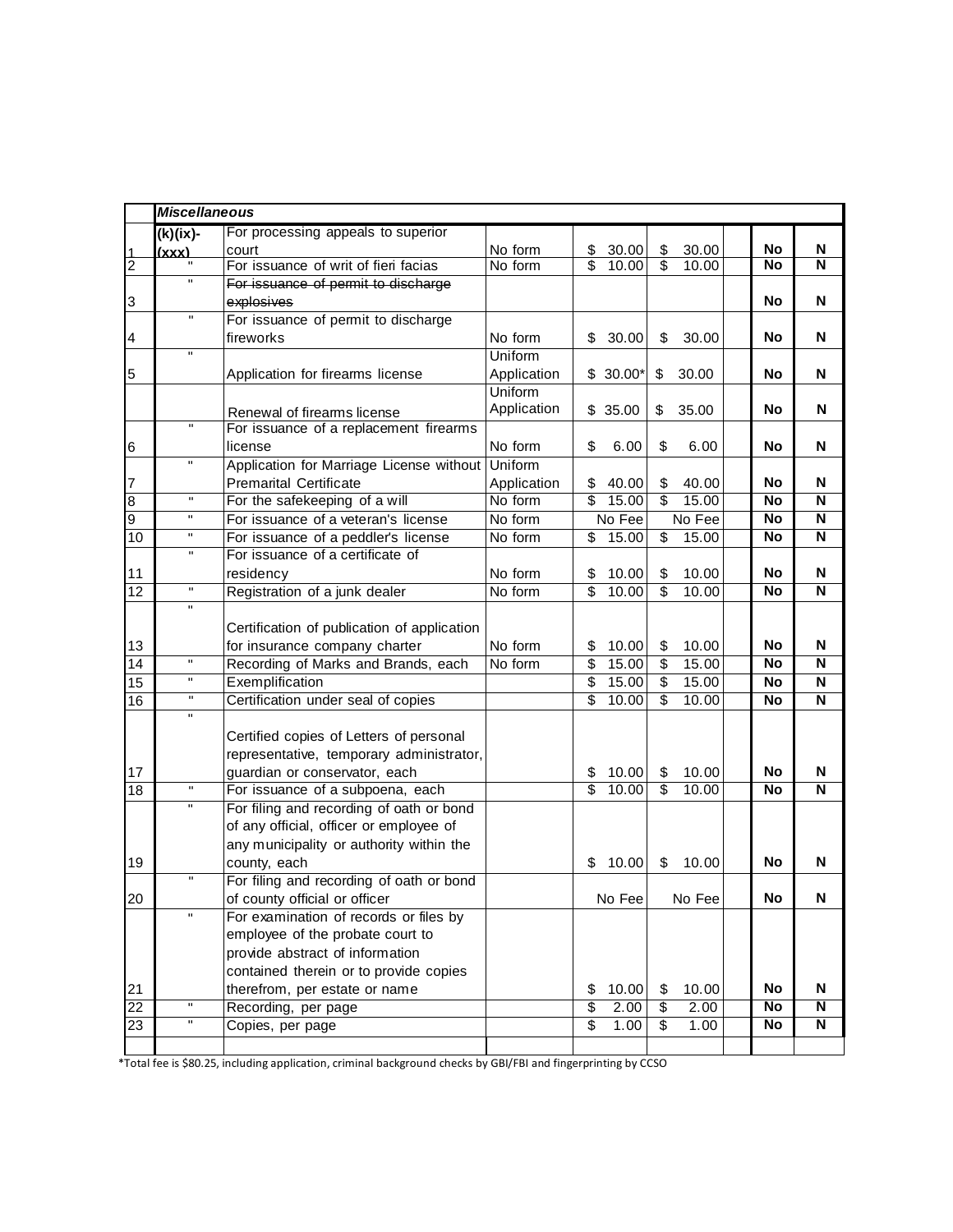| | *Miscellaneous* | | | | | | | |
|---|---|---|---|---|---|---|---|---|
| 1 | (k)(ix)-(xxx) | For processing appeals to superior court | No form | $ 30.00 | $ 30.00 | | No | N |
| 2 | " | For issuance of writ of fieri facias | No form | $ 10.00 | $ 10.00 | | No | N |
| 3 | " | ~~For issuance of permit to discharge explosives~~ | | | | | No | N |
| 4 | " | For issuance of permit to discharge fireworks | No form | $ 30.00 | $ 30.00 | | No | N |
| 5 | " | Application for firearms license | Uniform Application | $ 30.00* | $ 30.00 | | No | N |
| | | Renewal of firearms license | Uniform Application | $ 35.00 | $ 35.00 | | No | N |
| 6 | " | For issuance of a replacement firearms license | No form | $ 6.00 | $ 6.00 | | No | N |
| 7 | " | Application for Marriage License without Premarital Certificate | Uniform Application | $ 40.00 | $ 40.00 | | No | N |
| 8 | " | For the safekeeping of a will | No form | $ 15.00 | $ 15.00 | | No | N |
| 9 | " | For issuance of a veteran's license | No form | No Fee | No Fee | | No | N |
| 10 | " | For issuance of a peddler's license | No form | $ 15.00 | $ 15.00 | | No | N |
| 11 | " | For issuance of a certificate of residency | No form | $ 10.00 | $ 10.00 | | No | N |
| 12 | " | Registration of a junk dealer | No form | $ 10.00 | $ 10.00 | | No | N |
| 13 | " | Certification of publication of application for insurance company charter | No form | $ 10.00 | $ 10.00 | | No | N |
| 14 | " | Recording of Marks and Brands, each | No form | $ 15.00 | $ 15.00 | | No | N |
| 15 | " | Exemplification | | $ 15.00 | $ 15.00 | | No | N |
| 16 | " | Certification under seal of copies | | $ 10.00 | $ 10.00 | | No | N |
| 17 | " | Certified copies of Letters of personal representative, temporary administrator, guardian or conservator, each | | $ 10.00 | $ 10.00 | | No | N |
| 18 | " | For issuance of a subpoena, each | | $ 10.00 | $ 10.00 | | No | N |
| 19 | " | For filing and recording of oath or bond of any official, officer or employee of any municipality or authority within the county, each | | $ 10.00 | $ 10.00 | | No | N |
| 20 | " | For filing and recording of oath or bond of county official or officer | | No Fee | No Fee | | No | N |
| 21 | " | For examination of records or files by employee of the probate court to provide abstract of information contained therein or to provide copies therefrom, per estate or name | | $ 10.00 | $ 10.00 | | No | N |
| 22 | " | Recording, per page | | $ 2.00 | $ 2.00 | | No | N |
| 23 | " | Copies, per page | | $ 1.00 | $ 1.00 | | No | N |
| | | | | | | | | |

*Total fee is $80.25, including application, criminal background checks by GBI/FBI and fingerprinting by CCSO